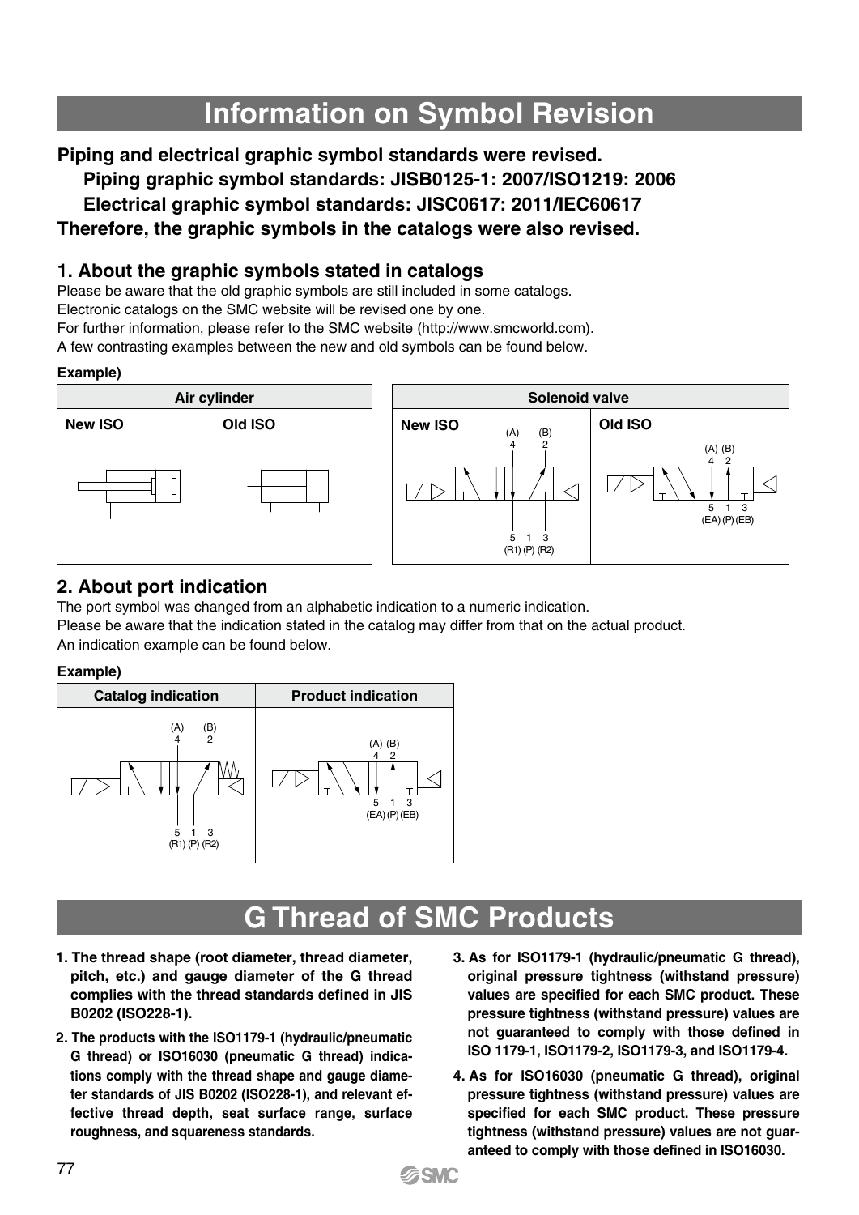# Information on Symbol Revision

**Piping and electrical graphic symbol standards were revised.**
**Piping graphic symbol standards: JISB0125-1: 2007/ISO1219: 2006**
**Electrical graphic symbol standards: JISC0617: 2011/IEC60617**
**Therefore, the graphic symbols in the catalogs were also revised.**

## 1. About the graphic symbols stated in catalogs

Please be aware that the old graphic symbols are still included in some catalogs.
Electronic catalogs on the SMC website will be revised one by one.
For further information, please refer to the SMC website (http://www.smcworld.com).
A few contrasting examples between the new and old symbols can be found below.

**Example)**

| Air cylinder | |
|---|---|
| New ISO | Old ISO |

| Solenoid valve | |
|---|---|
| New ISO<br>(A) 4 (B) 2<br>5 1 3<br>(R1) (P) (R2) | Old ISO<br>(A) (B)<br>4 2<br>5 1 3<br>(EA) (P) (EB) |

## 2. About port indication

The port symbol was changed from an alphabetic indication to a numeric indication.
Please be aware that the indication stated in the catalog may differ from that on the actual product.
An indication example can be found below.

**Example)**

| Catalog indication | Product indication |
|---|---|
| (A) 4 (B) 2<br>5 1 3<br>(R1) (P) (R2) | (A) (B)<br>4 2<br>5 1 3<br>(EA) (P) (EB) |

# G Thread of SMC Products

1. **The thread shape (root diameter, thread diameter, pitch, etc.) and gauge diameter of the G thread complies with the thread standards defined in JIS B0202 (ISO228-1).**
2. **The products with the ISO1179-1 (hydraulic/pneumatic G thread) or ISO16030 (pneumatic G thread) indications comply with the thread shape and gauge diameter standards of JIS B0202 (ISO228-1), and relevant effective thread depth, seat surface range, surface roughness, and squareness standards.**
3. **As for ISO1179-1 (hydraulic/pneumatic G thread), original pressure tightness (withstand pressure) values are specified for each SMC product. These pressure tightness (withstand pressure) values are not guaranteed to comply with those defined in ISO 1179-1, ISO1179-2, ISO1179-3, and ISO1179-4.**
4. **As for ISO16030 (pneumatic G thread), original pressure tightness (withstand pressure) values are specified for each SMC product. These pressure tightness (withstand pressure) values are not guaranteed to comply with those defined in ISO16030.**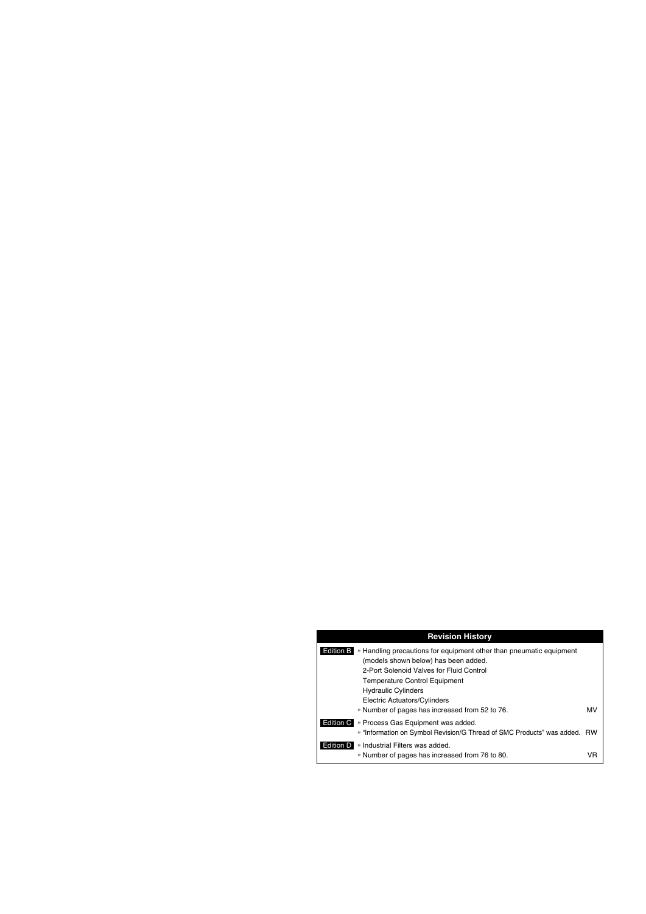## Revision History

**Edition B**

* Handling precautions for equipment other than pneumatic equipment (models shown below) has been added.
  2-Port Solenoid Valves for Fluid Control
  Temperature Control Equipment
  Hydraulic Cylinders
  Electric Actuators/Cylinders
* Number of pages has increased from 52 to 76.

MV

**Edition C**

* Process Gas Equipment was added.
* "Information on Symbol Revision/G Thread of SMC Products" was added.

RW

**Edition D**

* Industrial Filters was added.
* Number of pages has increased from 76 to 80.

VR